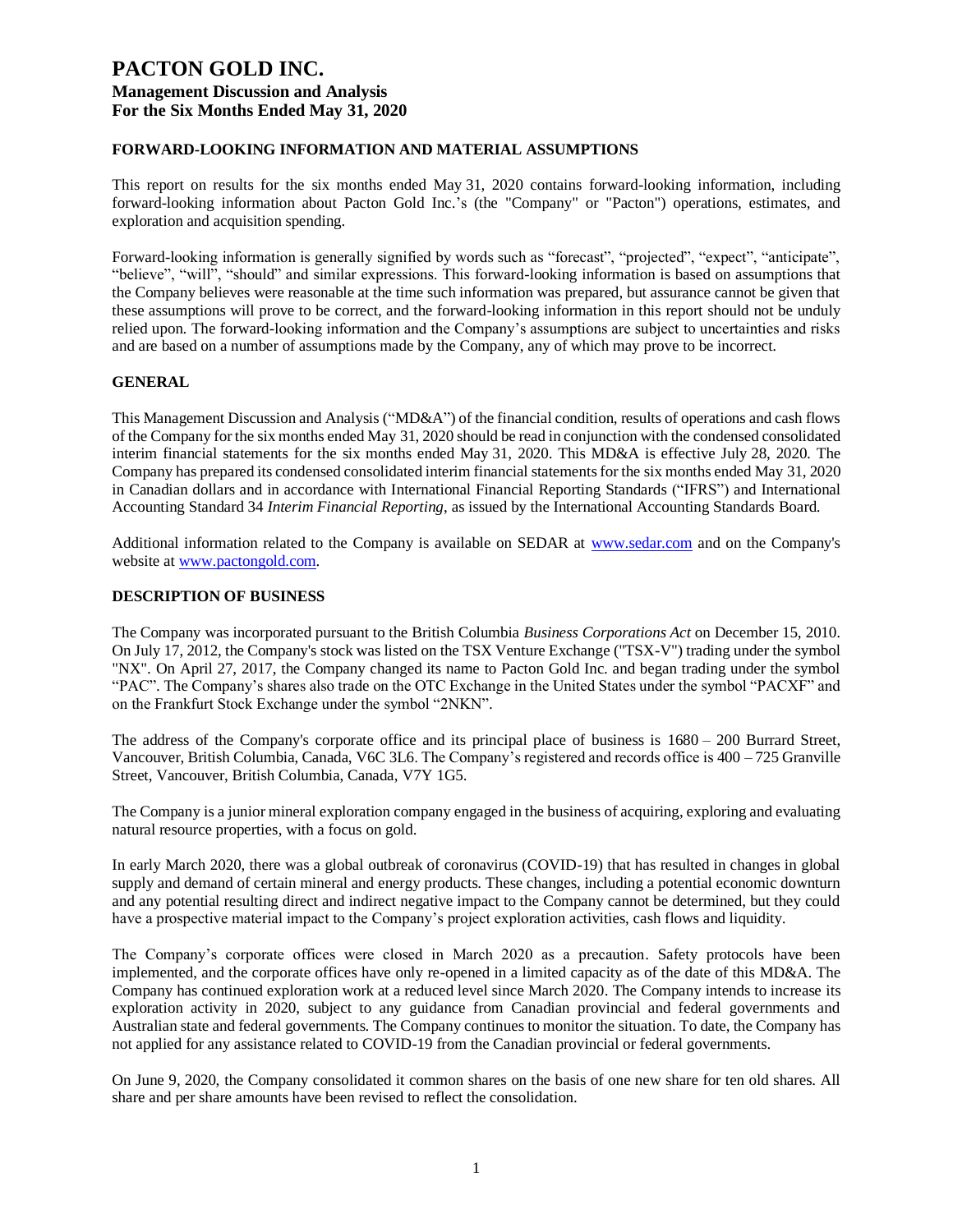# PACTON GOLD INC.

**Management Discussion and Analysis**
**For the Six Months Ended May 31, 2020**

## FORWARD-LOOKING INFORMATION AND MATERIAL ASSUMPTIONS

This report on results for the six months ended May 31, 2020 contains forward-looking information, including forward-looking information about Pacton Gold Inc.'s (the "Company" or "Pacton") operations, estimates, and exploration and acquisition spending.

Forward-looking information is generally signified by words such as "forecast", "projected", "expect", "anticipate", "believe", "will", "should" and similar expressions. This forward-looking information is based on assumptions that the Company believes were reasonable at the time such information was prepared, but assurance cannot be given that these assumptions will prove to be correct, and the forward-looking information in this report should not be unduly relied upon. The forward-looking information and the Company's assumptions are subject to uncertainties and risks and are based on a number of assumptions made by the Company, any of which may prove to be incorrect.

## GENERAL

This Management Discussion and Analysis ("MD&A") of the financial condition, results of operations and cash flows of the Company for the six months ended May 31, 2020 should be read in conjunction with the condensed consolidated interim financial statements for the six months ended May 31, 2020. This MD&A is effective July 28, 2020. The Company has prepared its condensed consolidated interim financial statements for the six months ended May 31, 2020 in Canadian dollars and in accordance with International Financial Reporting Standards ("IFRS") and International Accounting Standard 34 *Interim Financial Reporting*, as issued by the International Accounting Standards Board.

Additional information related to the Company is available on SEDAR at www.sedar.com and on the Company's website at www.pactongold.com.

## DESCRIPTION OF BUSINESS

The Company was incorporated pursuant to the British Columbia *Business Corporations Act* on December 15, 2010. On July 17, 2012, the Company's stock was listed on the TSX Venture Exchange ("TSX-V") trading under the symbol "NX". On April 27, 2017, the Company changed its name to Pacton Gold Inc. and began trading under the symbol "PAC". The Company's shares also trade on the OTC Exchange in the United States under the symbol "PACXF" and on the Frankfurt Stock Exchange under the symbol "2NKN".

The address of the Company's corporate office and its principal place of business is 1680 – 200 Burrard Street, Vancouver, British Columbia, Canada, V6C 3L6. The Company's registered and records office is 400 – 725 Granville Street, Vancouver, British Columbia, Canada, V7Y 1G5.

The Company is a junior mineral exploration company engaged in the business of acquiring, exploring and evaluating natural resource properties, with a focus on gold.

In early March 2020, there was a global outbreak of coronavirus (COVID-19) that has resulted in changes in global supply and demand of certain mineral and energy products. These changes, including a potential economic downturn and any potential resulting direct and indirect negative impact to the Company cannot be determined, but they could have a prospective material impact to the Company's project exploration activities, cash flows and liquidity.

The Company's corporate offices were closed in March 2020 as a precaution. Safety protocols have been implemented, and the corporate offices have only re-opened in a limited capacity as of the date of this MD&A. The Company has continued exploration work at a reduced level since March 2020. The Company intends to increase its exploration activity in 2020, subject to any guidance from Canadian provincial and federal governments and Australian state and federal governments. The Company continues to monitor the situation. To date, the Company has not applied for any assistance related to COVID-19 from the Canadian provincial or federal governments.

On June 9, 2020, the Company consolidated it common shares on the basis of one new share for ten old shares. All share and per share amounts have been revised to reflect the consolidation.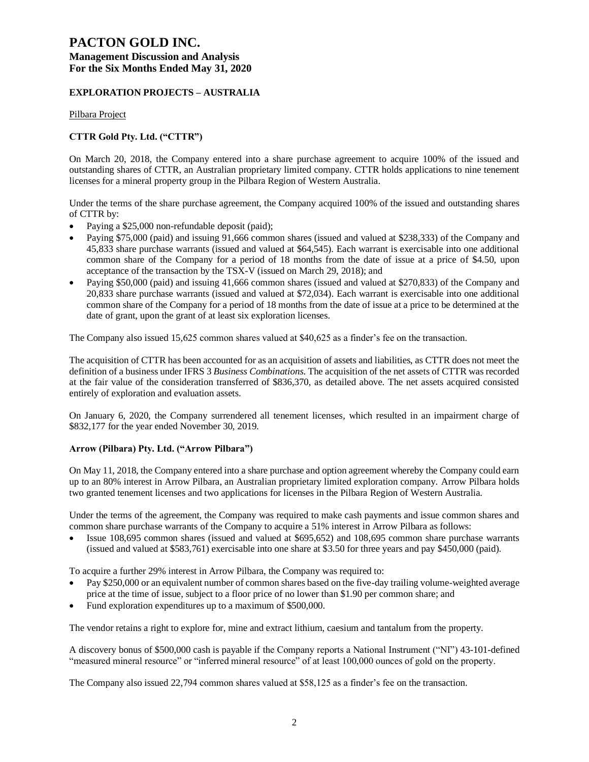# PACTON GOLD INC.

**Management Discussion and Analysis**
**For the Six Months Ended May 31, 2020**

## EXPLORATION PROJECTS – AUSTRALIA

Pilbara Project

### CTTR Gold Pty. Ltd. ("CTTR")

On March 20, 2018, the Company entered into a share purchase agreement to acquire 100% of the issued and outstanding shares of CTTR, an Australian proprietary limited company. CTTR holds applications to nine tenement licenses for a mineral property group in the Pilbara Region of Western Australia.

Under the terms of the share purchase agreement, the Company acquired 100% of the issued and outstanding shares of CTTR by:

- Paying a $25,000 non-refundable deposit (paid);
- Paying $75,000 (paid) and issuing 91,666 common shares (issued and valued at $238,333) of the Company and 45,833 share purchase warrants (issued and valued at $64,545). Each warrant is exercisable into one additional common share of the Company for a period of 18 months from the date of issue at a price of $4.50, upon acceptance of the transaction by the TSX-V (issued on March 29, 2018); and
- Paying $50,000 (paid) and issuing 41,666 common shares (issued and valued at $270,833) of the Company and 20,833 share purchase warrants (issued and valued at $72,034). Each warrant is exercisable into one additional common share of the Company for a period of 18 months from the date of issue at a price to be determined at the date of grant, upon the grant of at least six exploration licenses.

The Company also issued 15,625 common shares valued at $40,625 as a finder's fee on the transaction.

The acquisition of CTTR has been accounted for as an acquisition of assets and liabilities, as CTTR does not meet the definition of a business under IFRS 3 *Business Combinations*. The acquisition of the net assets of CTTR was recorded at the fair value of the consideration transferred of $836,370, as detailed above. The net assets acquired consisted entirely of exploration and evaluation assets.

On January 6, 2020, the Company surrendered all tenement licenses, which resulted in an impairment charge of $832,177 for the year ended November 30, 2019.

### Arrow (Pilbara) Pty. Ltd. ("Arrow Pilbara")

On May 11, 2018, the Company entered into a share purchase and option agreement whereby the Company could earn up to an 80% interest in Arrow Pilbara, an Australian proprietary limited exploration company. Arrow Pilbara holds two granted tenement licenses and two applications for licenses in the Pilbara Region of Western Australia.

Under the terms of the agreement, the Company was required to make cash payments and issue common shares and common share purchase warrants of the Company to acquire a 51% interest in Arrow Pilbara as follows:

- Issue 108,695 common shares (issued and valued at $695,652) and 108,695 common share purchase warrants (issued and valued at $583,761) exercisable into one share at $3.50 for three years and pay $450,000 (paid).

To acquire a further 29% interest in Arrow Pilbara, the Company was required to:

- Pay $250,000 or an equivalent number of common shares based on the five-day trailing volume-weighted average price at the time of issue, subject to a floor price of no lower than $1.90 per common share; and
- Fund exploration expenditures up to a maximum of $500,000.

The vendor retains a right to explore for, mine and extract lithium, caesium and tantalum from the property.

A discovery bonus of $500,000 cash is payable if the Company reports a National Instrument ("NI") 43-101-defined "measured mineral resource" or "inferred mineral resource" of at least 100,000 ounces of gold on the property.

The Company also issued 22,794 common shares valued at $58,125 as a finder's fee on the transaction.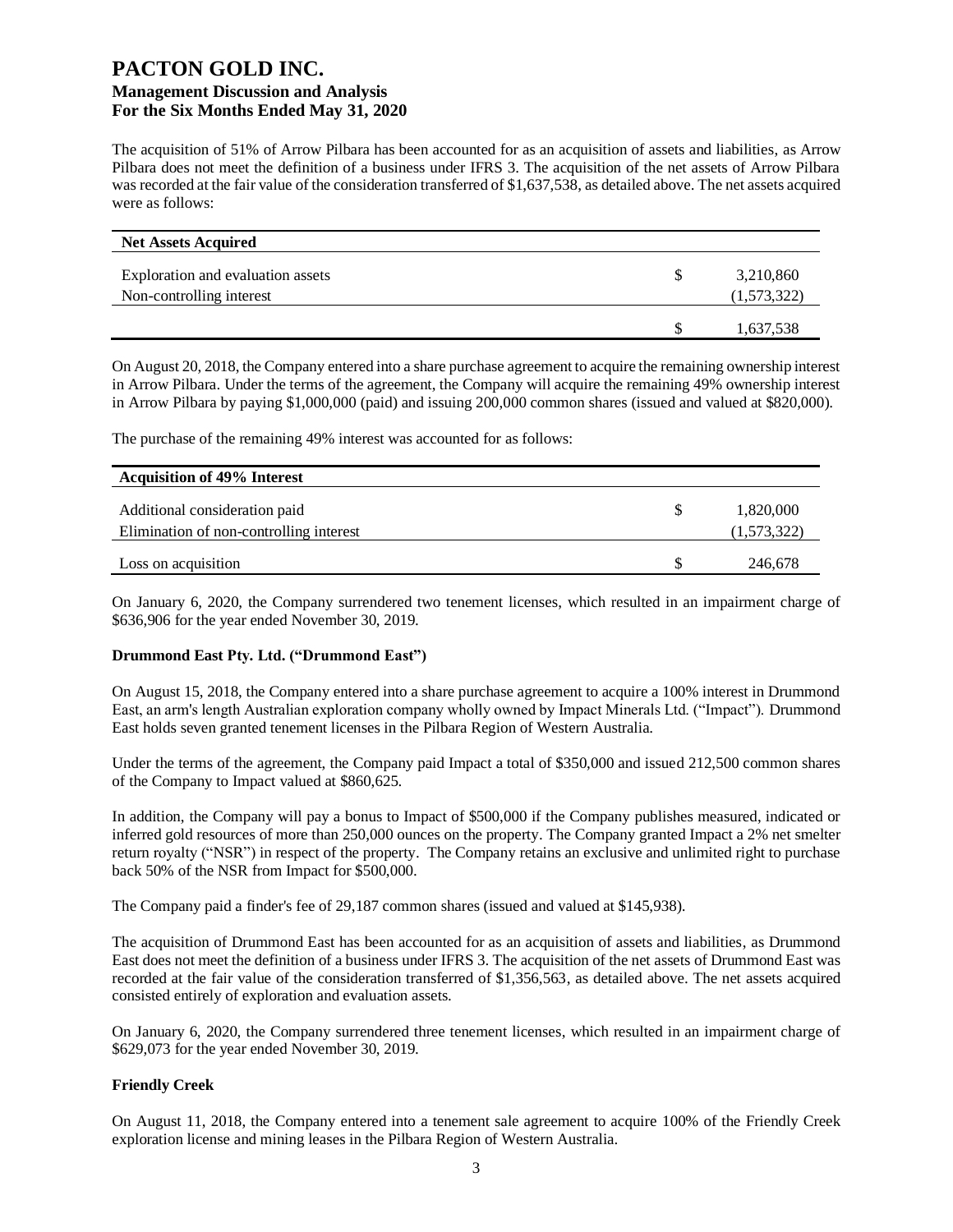The acquisition of 51% of Arrow Pilbara has been accounted for as an acquisition of assets and liabilities, as Arrow Pilbara does not meet the definition of a business under IFRS 3. The acquisition of the net assets of Arrow Pilbara was recorded at the fair value of the consideration transferred of $1,637,538, as detailed above. The net assets acquired were as follows:

| Net Assets Acquired | | |
|---|---|---|
| Exploration and evaluation assets | $ | 3,210,860 |
| Non-controlling interest | | (1,573,322) |
| | $ | 1,637,538 |

On August 20, 2018, the Company entered into a share purchase agreement to acquire the remaining ownership interest in Arrow Pilbara. Under the terms of the agreement, the Company will acquire the remaining 49% ownership interest in Arrow Pilbara by paying $1,000,000 (paid) and issuing 200,000 common shares (issued and valued at $820,000).

The purchase of the remaining 49% interest was accounted for as follows:

| Acquisition of 49% Interest | | |
|---|---|---|
| Additional consideration paid | $ | 1,820,000 |
| Elimination of non-controlling interest | | (1,573,322) |
| Loss on acquisition | $ | 246,678 |

On January 6, 2020, the Company surrendered two tenement licenses, which resulted in an impairment charge of $636,906 for the year ended November 30, 2019.

**Drummond East Pty. Ltd. ("Drummond East")**

On August 15, 2018, the Company entered into a share purchase agreement to acquire a 100% interest in Drummond East, an arm's length Australian exploration company wholly owned by Impact Minerals Ltd. ("Impact"). Drummond East holds seven granted tenement licenses in the Pilbara Region of Western Australia.

Under the terms of the agreement, the Company paid Impact a total of $350,000 and issued 212,500 common shares of the Company to Impact valued at $860,625.

In addition, the Company will pay a bonus to Impact of $500,000 if the Company publishes measured, indicated or inferred gold resources of more than 250,000 ounces on the property. The Company granted Impact a 2% net smelter return royalty ("NSR") in respect of the property. The Company retains an exclusive and unlimited right to purchase back 50% of the NSR from Impact for $500,000.

The Company paid a finder's fee of 29,187 common shares (issued and valued at $145,938).

The acquisition of Drummond East has been accounted for as an acquisition of assets and liabilities, as Drummond East does not meet the definition of a business under IFRS 3. The acquisition of the net assets of Drummond East was recorded at the fair value of the consideration transferred of $1,356,563, as detailed above. The net assets acquired consisted entirely of exploration and evaluation assets.

On January 6, 2020, the Company surrendered three tenement licenses, which resulted in an impairment charge of $629,073 for the year ended November 30, 2019.

**Friendly Creek**

On August 11, 2018, the Company entered into a tenement sale agreement to acquire 100% of the Friendly Creek exploration license and mining leases in the Pilbara Region of Western Australia.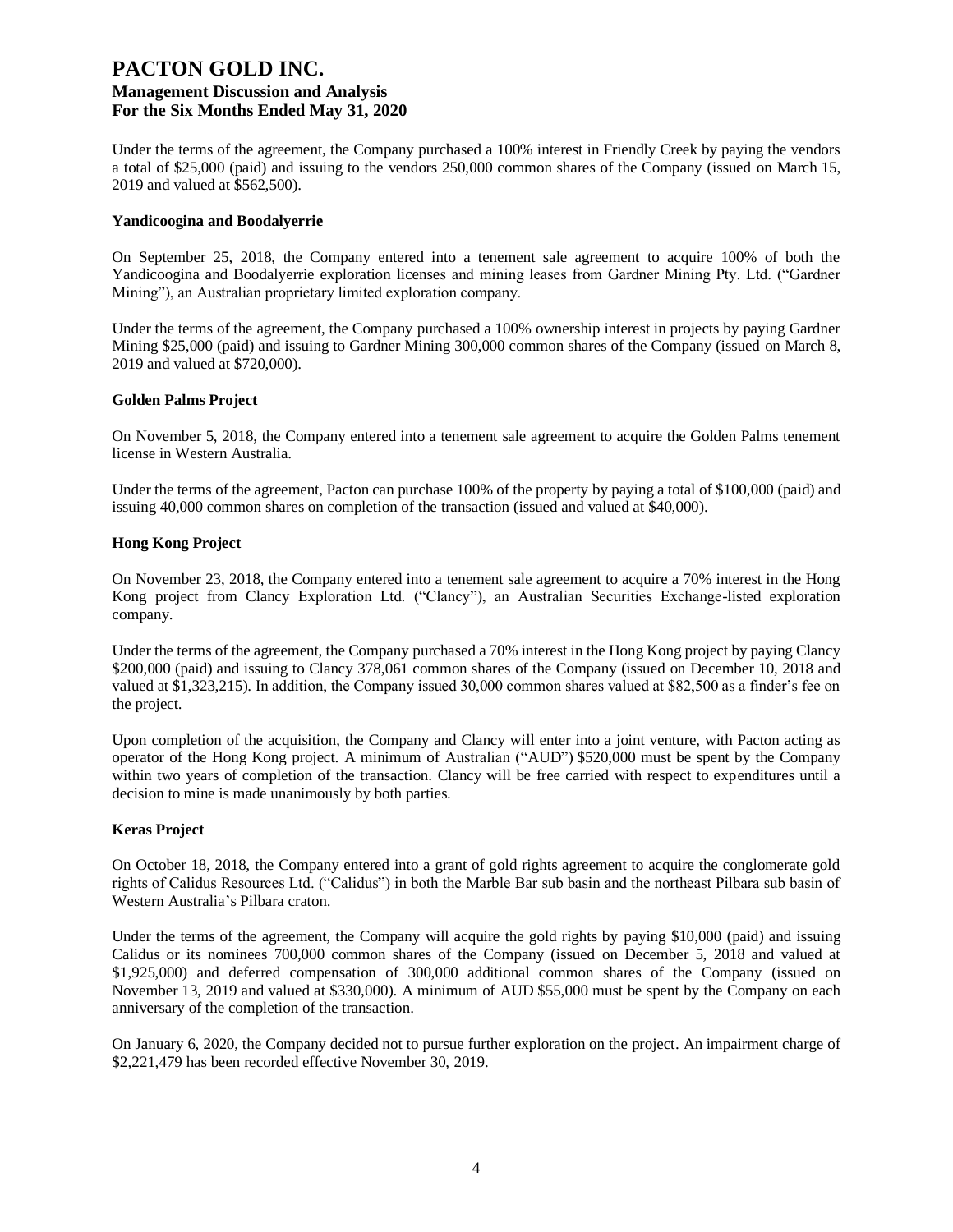Under the terms of the agreement, the Company purchased a 100% interest in Friendly Creek by paying the vendors a total of $25,000 (paid) and issuing to the vendors 250,000 common shares of the Company (issued on March 15, 2019 and valued at $562,500).

**Yandicoogina and Boodalyerrie**

On September 25, 2018, the Company entered into a tenement sale agreement to acquire 100% of both the Yandicoogina and Boodalyerrie exploration licenses and mining leases from Gardner Mining Pty. Ltd. ("Gardner Mining"), an Australian proprietary limited exploration company.

Under the terms of the agreement, the Company purchased a 100% ownership interest in projects by paying Gardner Mining $25,000 (paid) and issuing to Gardner Mining 300,000 common shares of the Company (issued on March 8, 2019 and valued at $720,000).

**Golden Palms Project**

On November 5, 2018, the Company entered into a tenement sale agreement to acquire the Golden Palms tenement license in Western Australia.

Under the terms of the agreement, Pacton can purchase 100% of the property by paying a total of $100,000 (paid) and issuing 40,000 common shares on completion of the transaction (issued and valued at $40,000).

**Hong Kong Project**

On November 23, 2018, the Company entered into a tenement sale agreement to acquire a 70% interest in the Hong Kong project from Clancy Exploration Ltd. ("Clancy"), an Australian Securities Exchange-listed exploration company.

Under the terms of the agreement, the Company purchased a 70% interest in the Hong Kong project by paying Clancy $200,000 (paid) and issuing to Clancy 378,061 common shares of the Company (issued on December 10, 2018 and valued at $1,323,215). In addition, the Company issued 30,000 common shares valued at $82,500 as a finder's fee on the project.

Upon completion of the acquisition, the Company and Clancy will enter into a joint venture, with Pacton acting as operator of the Hong Kong project. A minimum of Australian ("AUD") $520,000 must be spent by the Company within two years of completion of the transaction. Clancy will be free carried with respect to expenditures until a decision to mine is made unanimously by both parties.

**Keras Project**

On October 18, 2018, the Company entered into a grant of gold rights agreement to acquire the conglomerate gold rights of Calidus Resources Ltd. ("Calidus") in both the Marble Bar sub basin and the northeast Pilbara sub basin of Western Australia's Pilbara craton.

Under the terms of the agreement, the Company will acquire the gold rights by paying $10,000 (paid) and issuing Calidus or its nominees 700,000 common shares of the Company (issued on December 5, 2018 and valued at $1,925,000) and deferred compensation of 300,000 additional common shares of the Company (issued on November 13, 2019 and valued at $330,000). A minimum of AUD $55,000 must be spent by the Company on each anniversary of the completion of the transaction.

On January 6, 2020, the Company decided not to pursue further exploration on the project. An impairment charge of $2,221,479 has been recorded effective November 30, 2019.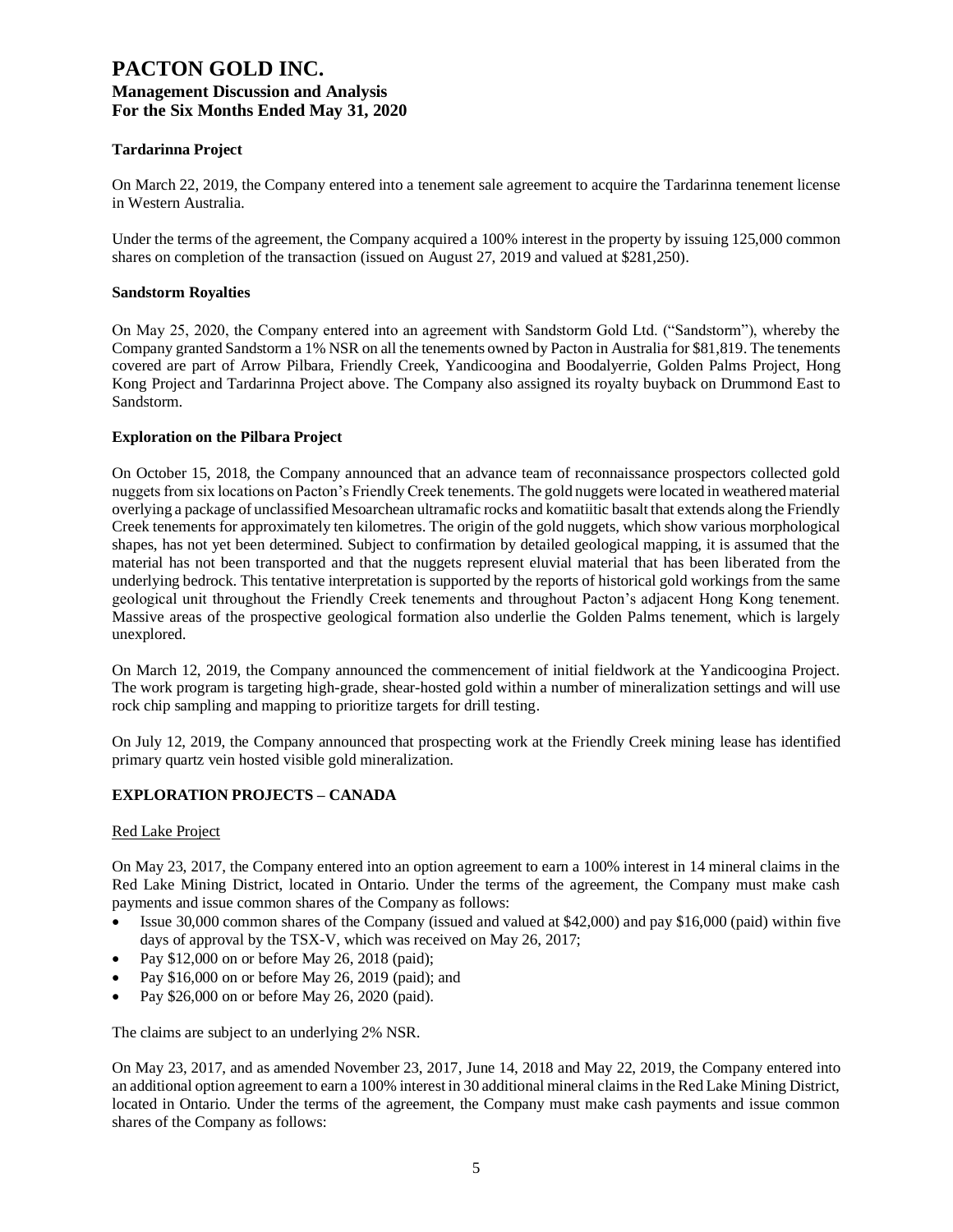### Tardarinna Project

On March 22, 2019, the Company entered into a tenement sale agreement to acquire the Tardarinna tenement license in Western Australia.

Under the terms of the agreement, the Company acquired a 100% interest in the property by issuing 125,000 common shares on completion of the transaction (issued on August 27, 2019 and valued at $281,250).

### Sandstorm Royalties

On May 25, 2020, the Company entered into an agreement with Sandstorm Gold Ltd. ("Sandstorm"), whereby the Company granted Sandstorm a 1% NSR on all the tenements owned by Pacton in Australia for $81,819. The tenements covered are part of Arrow Pilbara, Friendly Creek, Yandicoogina and Boodalyerrie, Golden Palms Project, Hong Kong Project and Tardarinna Project above. The Company also assigned its royalty buyback on Drummond East to Sandstorm.

### Exploration on the Pilbara Project

On October 15, 2018, the Company announced that an advance team of reconnaissance prospectors collected gold nuggets from six locations on Pacton's Friendly Creek tenements. The gold nuggets were located in weathered material overlying a package of unclassified Mesoarchean ultramafic rocks and komatiitic basalt that extends along the Friendly Creek tenements for approximately ten kilometres. The origin of the gold nuggets, which show various morphological shapes, has not yet been determined. Subject to confirmation by detailed geological mapping, it is assumed that the material has not been transported and that the nuggets represent eluvial material that has been liberated from the underlying bedrock. This tentative interpretation is supported by the reports of historical gold workings from the same geological unit throughout the Friendly Creek tenements and throughout Pacton's adjacent Hong Kong tenement. Massive areas of the prospective geological formation also underlie the Golden Palms tenement, which is largely unexplored.

On March 12, 2019, the Company announced the commencement of initial fieldwork at the Yandicoogina Project. The work program is targeting high-grade, shear-hosted gold within a number of mineralization settings and will use rock chip sampling and mapping to prioritize targets for drill testing.

On July 12, 2019, the Company announced that prospecting work at the Friendly Creek mining lease has identified primary quartz vein hosted visible gold mineralization.

## EXPLORATION PROJECTS – CANADA

Red Lake Project

On May 23, 2017, the Company entered into an option agreement to earn a 100% interest in 14 mineral claims in the Red Lake Mining District, located in Ontario. Under the terms of the agreement, the Company must make cash payments and issue common shares of the Company as follows:

- Issue 30,000 common shares of the Company (issued and valued at $42,000) and pay $16,000 (paid) within five days of approval by the TSX-V, which was received on May 26, 2017;
- Pay $12,000 on or before May 26, 2018 (paid);
- Pay $16,000 on or before May 26, 2019 (paid); and
- Pay $26,000 on or before May 26, 2020 (paid).

The claims are subject to an underlying 2% NSR.

On May 23, 2017, and as amended November 23, 2017, June 14, 2018 and May 22, 2019, the Company entered into an additional option agreement to earn a 100% interest in 30 additional mineral claims in the Red Lake Mining District, located in Ontario. Under the terms of the agreement, the Company must make cash payments and issue common shares of the Company as follows: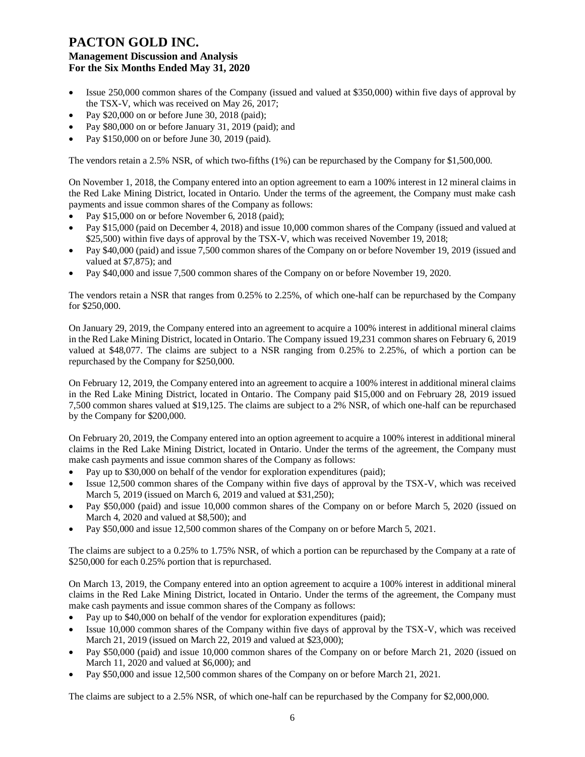- Issue 250,000 common shares of the Company (issued and valued at $350,000) within five days of approval by the TSX-V, which was received on May 26, 2017;
- Pay $20,000 on or before June 30, 2018 (paid);
- Pay $80,000 on or before January 31, 2019 (paid); and
- Pay $150,000 on or before June 30, 2019 (paid).

The vendors retain a 2.5% NSR, of which two-fifths (1%) can be repurchased by the Company for $1,500,000.

On November 1, 2018, the Company entered into an option agreement to earn a 100% interest in 12 mineral claims in the Red Lake Mining District, located in Ontario. Under the terms of the agreement, the Company must make cash payments and issue common shares of the Company as follows:

- Pay $15,000 on or before November 6, 2018 (paid);
- Pay $15,000 (paid on December 4, 2018) and issue 10,000 common shares of the Company (issued and valued at $25,500) within five days of approval by the TSX-V, which was received November 19, 2018;
- Pay $40,000 (paid) and issue 7,500 common shares of the Company on or before November 19, 2019 (issued and valued at $7,875); and
- Pay $40,000 and issue 7,500 common shares of the Company on or before November 19, 2020.

The vendors retain a NSR that ranges from 0.25% to 2.25%, of which one-half can be repurchased by the Company for $250,000.

On January 29, 2019, the Company entered into an agreement to acquire a 100% interest in additional mineral claims in the Red Lake Mining District, located in Ontario. The Company issued 19,231 common shares on February 6, 2019 valued at $48,077. The claims are subject to a NSR ranging from 0.25% to 2.25%, of which a portion can be repurchased by the Company for $250,000.

On February 12, 2019, the Company entered into an agreement to acquire a 100% interest in additional mineral claims in the Red Lake Mining District, located in Ontario. The Company paid $15,000 and on February 28, 2019 issued 7,500 common shares valued at $19,125. The claims are subject to a 2% NSR, of which one-half can be repurchased by the Company for $200,000.

On February 20, 2019, the Company entered into an option agreement to acquire a 100% interest in additional mineral claims in the Red Lake Mining District, located in Ontario. Under the terms of the agreement, the Company must make cash payments and issue common shares of the Company as follows:

- Pay up to $30,000 on behalf of the vendor for exploration expenditures (paid);
- Issue 12,500 common shares of the Company within five days of approval by the TSX-V, which was received March 5, 2019 (issued on March 6, 2019 and valued at $31,250);
- Pay $50,000 (paid) and issue 10,000 common shares of the Company on or before March 5, 2020 (issued on March 4, 2020 and valued at $8,500); and
- Pay $50,000 and issue 12,500 common shares of the Company on or before March 5, 2021.

The claims are subject to a 0.25% to 1.75% NSR, of which a portion can be repurchased by the Company at a rate of $250,000 for each 0.25% portion that is repurchased.

On March 13, 2019, the Company entered into an option agreement to acquire a 100% interest in additional mineral claims in the Red Lake Mining District, located in Ontario. Under the terms of the agreement, the Company must make cash payments and issue common shares of the Company as follows:

- Pay up to $40,000 on behalf of the vendor for exploration expenditures (paid);
- Issue 10,000 common shares of the Company within five days of approval by the TSX-V, which was received March 21, 2019 (issued on March 22, 2019 and valued at $23,000);
- Pay $50,000 (paid) and issue 10,000 common shares of the Company on or before March 21, 2020 (issued on March 11, 2020 and valued at $6,000); and
- Pay $50,000 and issue 12,500 common shares of the Company on or before March 21, 2021.

The claims are subject to a 2.5% NSR, of which one-half can be repurchased by the Company for $2,000,000.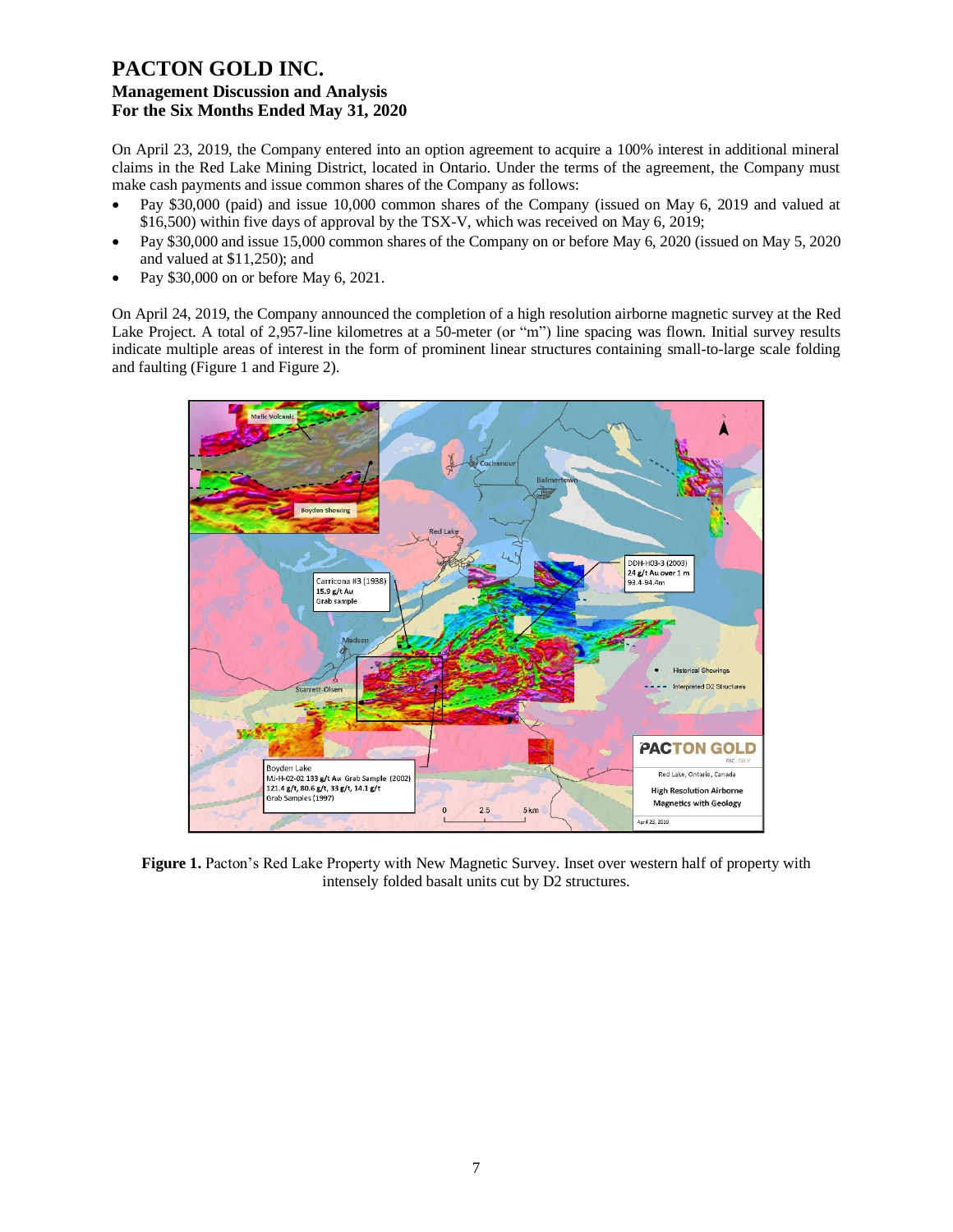On April 23, 2019, the Company entered into an option agreement to acquire a 100% interest in additional mineral claims in the Red Lake Mining District, located in Ontario. Under the terms of the agreement, the Company must make cash payments and issue common shares of the Company as follows:

- Pay $30,000 (paid) and issue 10,000 common shares of the Company (issued on May 6, 2019 and valued at $16,500) within five days of approval by the TSX-V, which was received on May 6, 2019;
- Pay $30,000 and issue 15,000 common shares of the Company on or before May 6, 2020 (issued on May 5, 2020 and valued at $11,250); and
- Pay $30,000 on or before May 6, 2021.

On April 24, 2019, the Company announced the completion of a high resolution airborne magnetic survey at the Red Lake Project. A total of 2,957-line kilometres at a 50-meter (or "m") line spacing was flown. Initial survey results indicate multiple areas of interest in the form of prominent linear structures containing small-to-large scale folding and faulting (Figure 1 and Figure 2).

**Figure 1.** Pacton's Red Lake Property with New Magnetic Survey. Inset over western half of property with intensely folded basalt units cut by D2 structures.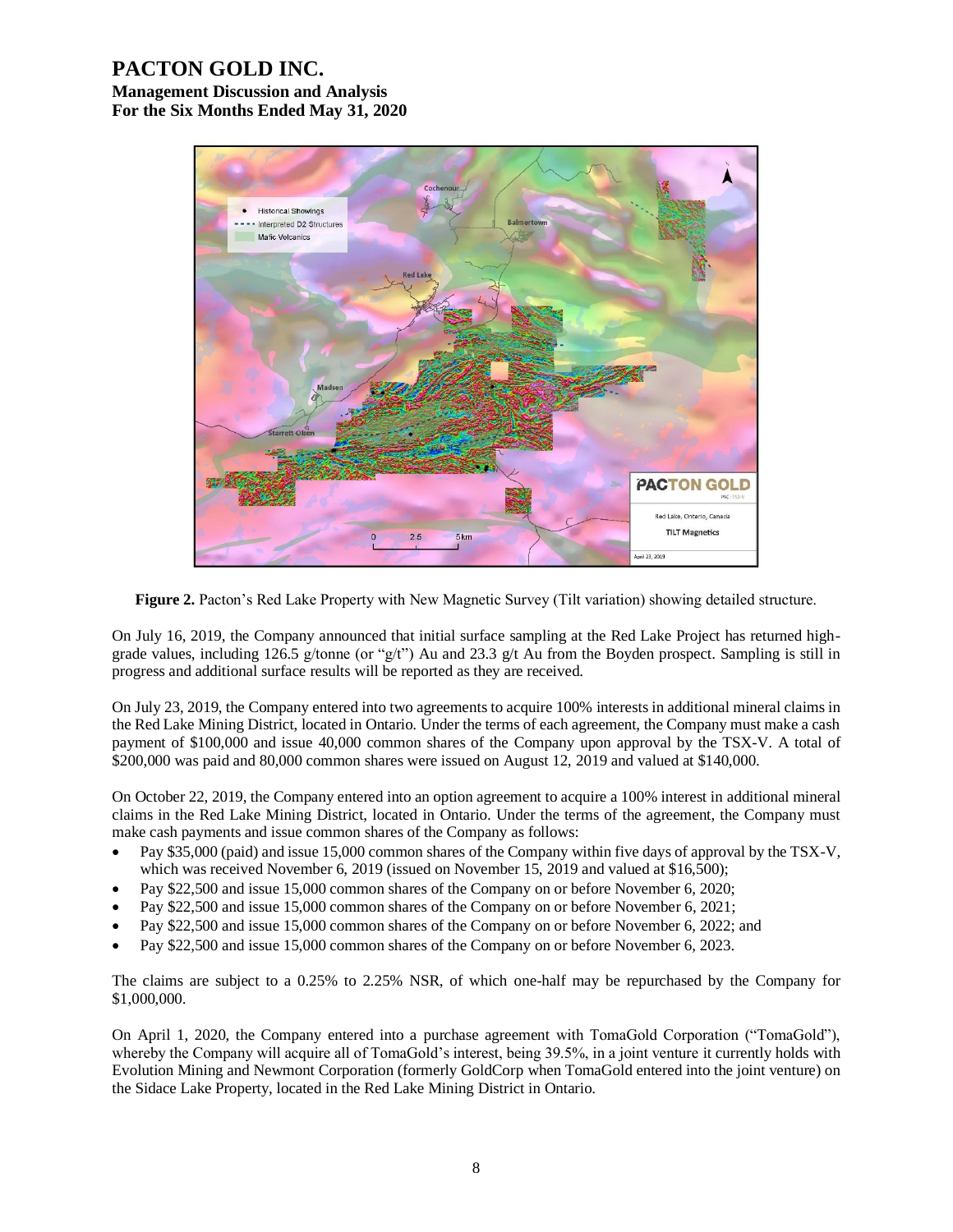**Figure 2.** Pacton's Red Lake Property with New Magnetic Survey (Tilt variation) showing detailed structure.

On July 16, 2019, the Company announced that initial surface sampling at the Red Lake Project has returned high-grade values, including 126.5 g/tonne (or "g/t") Au and 23.3 g/t Au from the Boyden prospect. Sampling is still in progress and additional surface results will be reported as they are received.

On July 23, 2019, the Company entered into two agreements to acquire 100% interests in additional mineral claims in the Red Lake Mining District, located in Ontario. Under the terms of each agreement, the Company must make a cash payment of $100,000 and issue 40,000 common shares of the Company upon approval by the TSX-V. A total of $200,000 was paid and 80,000 common shares were issued on August 12, 2019 and valued at $140,000.

On October 22, 2019, the Company entered into an option agreement to acquire a 100% interest in additional mineral claims in the Red Lake Mining District, located in Ontario. Under the terms of the agreement, the Company must make cash payments and issue common shares of the Company as follows:

- Pay $35,000 (paid) and issue 15,000 common shares of the Company within five days of approval by the TSX-V, which was received November 6, 2019 (issued on November 15, 2019 and valued at $16,500);
- Pay $22,500 and issue 15,000 common shares of the Company on or before November 6, 2020;
- Pay $22,500 and issue 15,000 common shares of the Company on or before November 6, 2021;
- Pay $22,500 and issue 15,000 common shares of the Company on or before November 6, 2022; and
- Pay $22,500 and issue 15,000 common shares of the Company on or before November 6, 2023.

The claims are subject to a 0.25% to 2.25% NSR, of which one-half may be repurchased by the Company for $1,000,000.

On April 1, 2020, the Company entered into a purchase agreement with TomaGold Corporation ("TomaGold"), whereby the Company will acquire all of TomaGold's interest, being 39.5%, in a joint venture it currently holds with Evolution Mining and Newmont Corporation (formerly GoldCorp when TomaGold entered into the joint venture) on the Sidace Lake Property, located in the Red Lake Mining District in Ontario.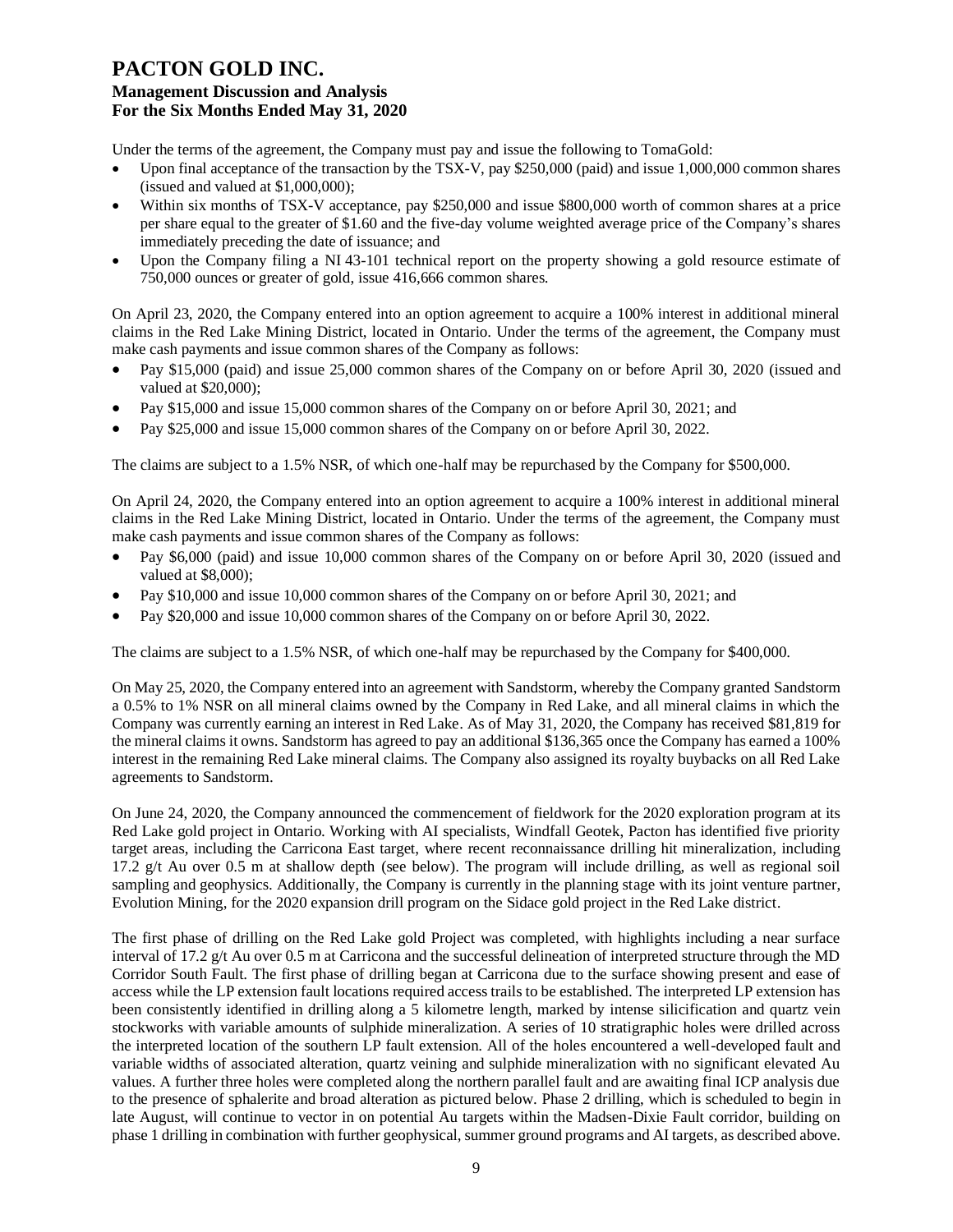Under the terms of the agreement, the Company must pay and issue the following to TomaGold:

- Upon final acceptance of the transaction by the TSX-V, pay $250,000 (paid) and issue 1,000,000 common shares (issued and valued at $1,000,000);
- Within six months of TSX-V acceptance, pay $250,000 and issue $800,000 worth of common shares at a price per share equal to the greater of $1.60 and the five-day volume weighted average price of the Company's shares immediately preceding the date of issuance; and
- Upon the Company filing a NI 43-101 technical report on the property showing a gold resource estimate of 750,000 ounces or greater of gold, issue 416,666 common shares.

On April 23, 2020, the Company entered into an option agreement to acquire a 100% interest in additional mineral claims in the Red Lake Mining District, located in Ontario. Under the terms of the agreement, the Company must make cash payments and issue common shares of the Company as follows:

- Pay $15,000 (paid) and issue 25,000 common shares of the Company on or before April 30, 2020 (issued and valued at $20,000);
- Pay $15,000 and issue 15,000 common shares of the Company on or before April 30, 2021; and
- Pay $25,000 and issue 15,000 common shares of the Company on or before April 30, 2022.

The claims are subject to a 1.5% NSR, of which one-half may be repurchased by the Company for $500,000.

On April 24, 2020, the Company entered into an option agreement to acquire a 100% interest in additional mineral claims in the Red Lake Mining District, located in Ontario. Under the terms of the agreement, the Company must make cash payments and issue common shares of the Company as follows:

- Pay $6,000 (paid) and issue 10,000 common shares of the Company on or before April 30, 2020 (issued and valued at $8,000);
- Pay $10,000 and issue 10,000 common shares of the Company on or before April 30, 2021; and
- Pay $20,000 and issue 10,000 common shares of the Company on or before April 30, 2022.

The claims are subject to a 1.5% NSR, of which one-half may be repurchased by the Company for $400,000.

On May 25, 2020, the Company entered into an agreement with Sandstorm, whereby the Company granted Sandstorm a 0.5% to 1% NSR on all mineral claims owned by the Company in Red Lake, and all mineral claims in which the Company was currently earning an interest in Red Lake. As of May 31, 2020, the Company has received $81,819 for the mineral claims it owns. Sandstorm has agreed to pay an additional $136,365 once the Company has earned a 100% interest in the remaining Red Lake mineral claims. The Company also assigned its royalty buybacks on all Red Lake agreements to Sandstorm.

On June 24, 2020, the Company announced the commencement of fieldwork for the 2020 exploration program at its Red Lake gold project in Ontario. Working with AI specialists, Windfall Geotek, Pacton has identified five priority target areas, including the Carricona East target, where recent reconnaissance drilling hit mineralization, including 17.2 g/t Au over 0.5 m at shallow depth (see below). The program will include drilling, as well as regional soil sampling and geophysics. Additionally, the Company is currently in the planning stage with its joint venture partner, Evolution Mining, for the 2020 expansion drill program on the Sidace gold project in the Red Lake district.

The first phase of drilling on the Red Lake gold Project was completed, with highlights including a near surface interval of 17.2 g/t Au over 0.5 m at Carricona and the successful delineation of interpreted structure through the MD Corridor South Fault. The first phase of drilling began at Carricona due to the surface showing present and ease of access while the LP extension fault locations required access trails to be established. The interpreted LP extension has been consistently identified in drilling along a 5 kilometre length, marked by intense silicification and quartz vein stockworks with variable amounts of sulphide mineralization. A series of 10 stratigraphic holes were drilled across the interpreted location of the southern LP fault extension. All of the holes encountered a well-developed fault and variable widths of associated alteration, quartz veining and sulphide mineralization with no significant elevated Au values. A further three holes were completed along the northern parallel fault and are awaiting final ICP analysis due to the presence of sphalerite and broad alteration as pictured below. Phase 2 drilling, which is scheduled to begin in late August, will continue to vector in on potential Au targets within the Madsen-Dixie Fault corridor, building on phase 1 drilling in combination with further geophysical, summer ground programs and AI targets, as described above.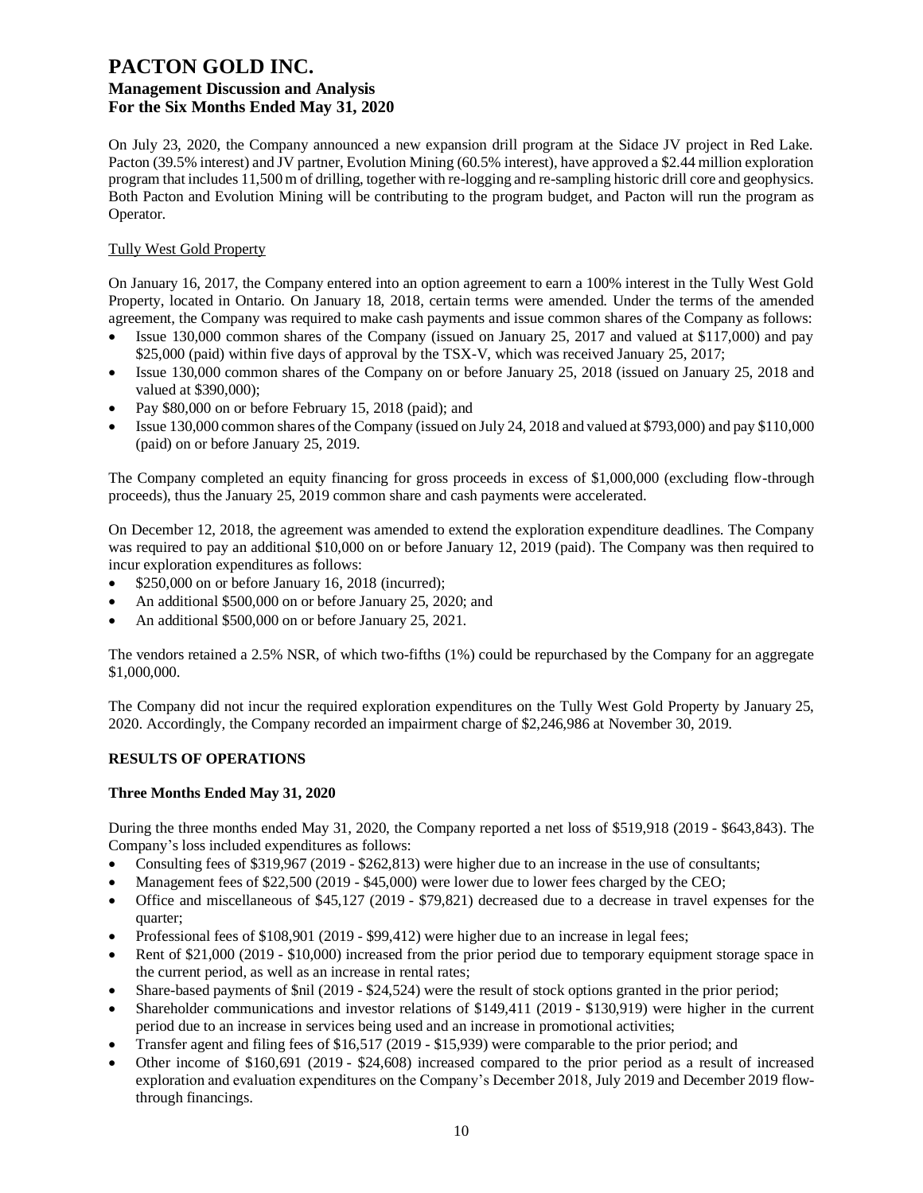On July 23, 2020, the Company announced a new expansion drill program at the Sidace JV project in Red Lake. Pacton (39.5% interest) and JV partner, Evolution Mining (60.5% interest), have approved a $2.44 million exploration program that includes 11,500 m of drilling, together with re-logging and re-sampling historic drill core and geophysics. Both Pacton and Evolution Mining will be contributing to the program budget, and Pacton will run the program as Operator.

Tully West Gold Property

On January 16, 2017, the Company entered into an option agreement to earn a 100% interest in the Tully West Gold Property, located in Ontario. On January 18, 2018, certain terms were amended. Under the terms of the amended agreement, the Company was required to make cash payments and issue common shares of the Company as follows:

- Issue 130,000 common shares of the Company (issued on January 25, 2017 and valued at $117,000) and pay $25,000 (paid) within five days of approval by the TSX-V, which was received January 25, 2017;
- Issue 130,000 common shares of the Company on or before January 25, 2018 (issued on January 25, 2018 and valued at $390,000);
- Pay $80,000 on or before February 15, 2018 (paid); and
- Issue 130,000 common shares of the Company (issued on July 24, 2018 and valued at $793,000) and pay $110,000 (paid) on or before January 25, 2019.

The Company completed an equity financing for gross proceeds in excess of $1,000,000 (excluding flow-through proceeds), thus the January 25, 2019 common share and cash payments were accelerated.

On December 12, 2018, the agreement was amended to extend the exploration expenditure deadlines. The Company was required to pay an additional $10,000 on or before January 12, 2019 (paid). The Company was then required to incur exploration expenditures as follows:

- $250,000 on or before January 16, 2018 (incurred);
- An additional $500,000 on or before January 25, 2020; and
- An additional $500,000 on or before January 25, 2021.

The vendors retained a 2.5% NSR, of which two-fifths (1%) could be repurchased by the Company for an aggregate $1,000,000.

The Company did not incur the required exploration expenditures on the Tully West Gold Property by January 25, 2020. Accordingly, the Company recorded an impairment charge of $2,246,986 at November 30, 2019.

## RESULTS OF OPERATIONS

### Three Months Ended May 31, 2020

During the three months ended May 31, 2020, the Company reported a net loss of $519,918 (2019 - $643,843). The Company's loss included expenditures as follows:

- Consulting fees of $319,967 (2019 - $262,813) were higher due to an increase in the use of consultants;
- Management fees of $22,500 (2019 - $45,000) were lower due to lower fees charged by the CEO;
- Office and miscellaneous of $45,127 (2019 - $79,821) decreased due to a decrease in travel expenses for the quarter;
- Professional fees of $108,901 (2019 - $99,412) were higher due to an increase in legal fees;
- Rent of $21,000 (2019 - $10,000) increased from the prior period due to temporary equipment storage space in the current period, as well as an increase in rental rates;
- Share-based payments of $nil (2019 - $24,524) were the result of stock options granted in the prior period;
- Shareholder communications and investor relations of $149,411 (2019 - $130,919) were higher in the current period due to an increase in services being used and an increase in promotional activities;
- Transfer agent and filing fees of $16,517 (2019 - $15,939) were comparable to the prior period; and
- Other income of $160,691 (2019 - $24,608) increased compared to the prior period as a result of increased exploration and evaluation expenditures on the Company's December 2018, July 2019 and December 2019 flow-through financings.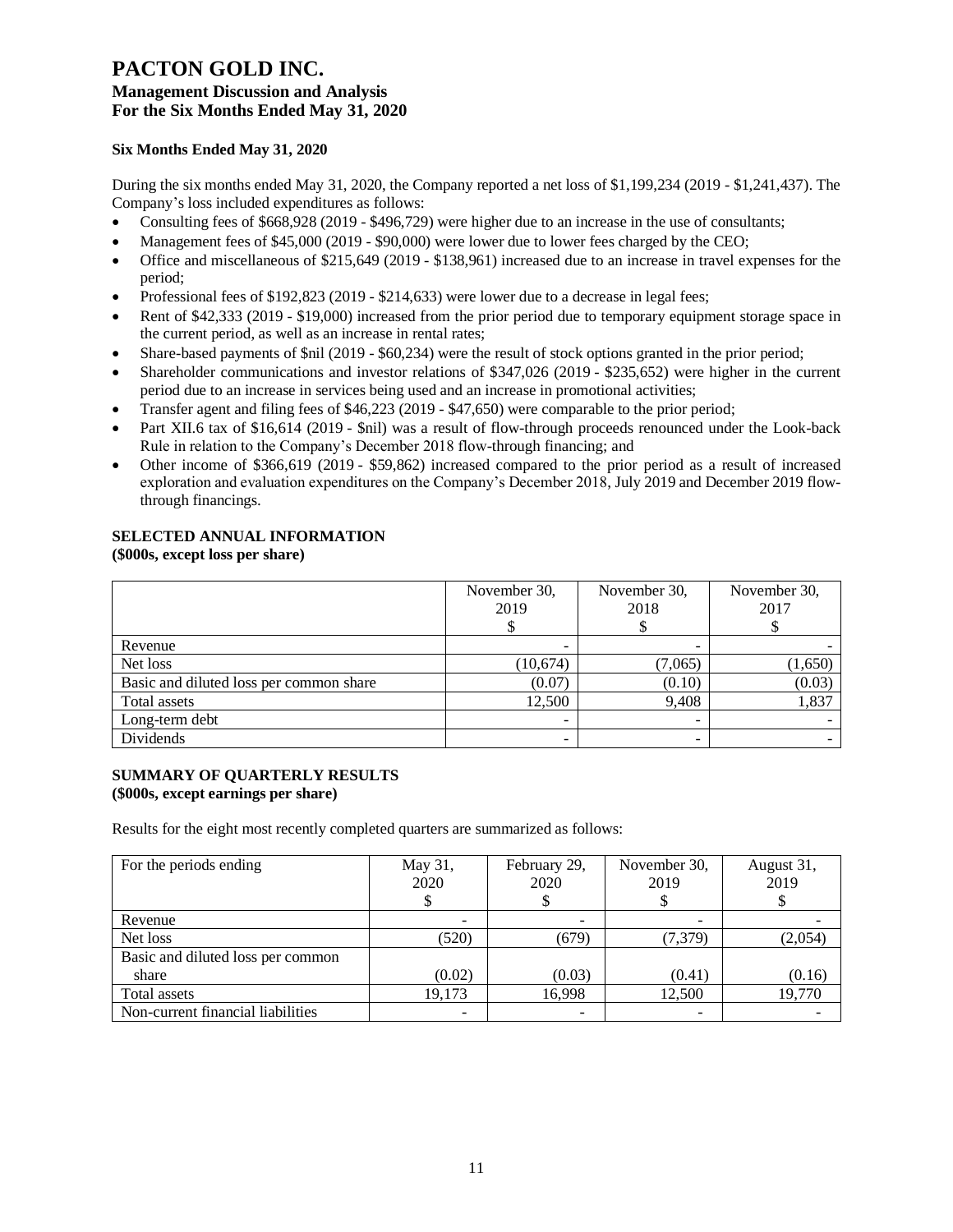# PACTON GOLD INC.

## Management Discussion and Analysis

## For the Six Months Ended May 31, 2020

**Six Months Ended May 31, 2020**

During the six months ended May 31, 2020, the Company reported a net loss of $1,199,234 (2019 - $1,241,437). The Company's loss included expenditures as follows:

- Consulting fees of $668,928 (2019 - $496,729) were higher due to an increase in the use of consultants;
- Management fees of $45,000 (2019 - $90,000) were lower due to lower fees charged by the CEO;
- Office and miscellaneous of $215,649 (2019 - $138,961) increased due to an increase in travel expenses for the period;
- Professional fees of $192,823 (2019 - $214,633) were lower due to a decrease in legal fees;
- Rent of $42,333 (2019 - $19,000) increased from the prior period due to temporary equipment storage space in the current period, as well as an increase in rental rates;
- Share-based payments of $nil (2019 - $60,234) were the result of stock options granted in the prior period;
- Shareholder communications and investor relations of $347,026 (2019 - $235,652) were higher in the current period due to an increase in services being used and an increase in promotional activities;
- Transfer agent and filing fees of $46,223 (2019 - $47,650) were comparable to the prior period;
- Part XII.6 tax of $16,614 (2019 - $nil) was a result of flow-through proceeds renounced under the Look-back Rule in relation to the Company's December 2018 flow-through financing; and
- Other income of $366,619 (2019 - $59,862) increased compared to the prior period as a result of increased exploration and evaluation expenditures on the Company's December 2018, July 2019 and December 2019 flow-through financings.

**SELECTED ANNUAL INFORMATION**
**($000s, except loss per share)**

| | November 30, 2019 $ | November 30, 2018 $ | November 30, 2017 $ |
|---|---|---|---|
| Revenue | - | - | - |
| Net loss | (10,674) | (7,065) | (1,650) |
| Basic and diluted loss per common share | (0.07) | (0.10) | (0.03) |
| Total assets | 12,500 | 9,408 | 1,837 |
| Long-term debt | - | - | - |
| Dividends | - | - | - |

**SUMMARY OF QUARTERLY RESULTS**
**($000s, except earnings per share)**

Results for the eight most recently completed quarters are summarized as follows:

| For the periods ending | May 31, 2020 $ | February 29, 2020 $ | November 30, 2019 $ | August 31, 2019 $ |
|---|---|---|---|---|
| Revenue | - | - | - | - |
| Net loss | (520) | (679) | (7,379) | (2,054) |
| Basic and diluted loss per common share | (0.02) | (0.03) | (0.41) | (0.16) |
| Total assets | 19,173 | 16,998 | 12,500 | 19,770 |
| Non-current financial liabilities | - | - | - | - |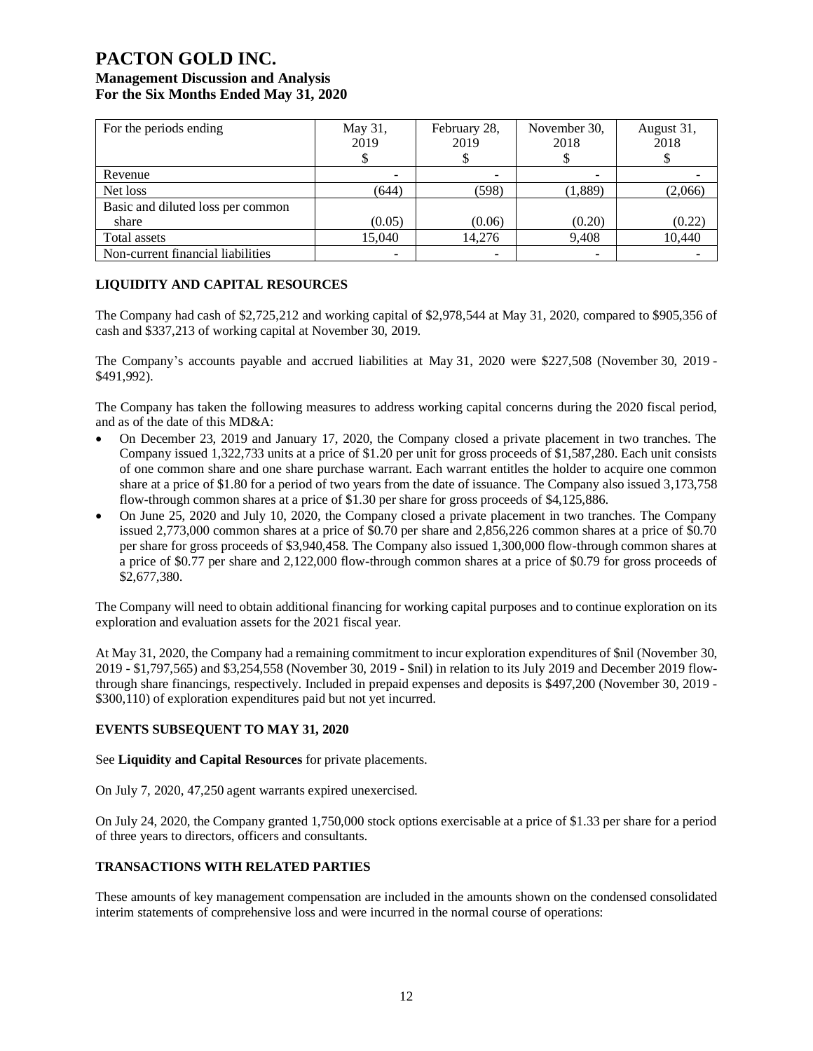| For the periods ending | May 31, 2019 $ | February 28, 2019 $ | November 30, 2018 $ | August 31, 2018 $ |
|---|---|---|---|---|
| Revenue | - | - | - | - |
| Net loss | (644) | (598) | (1,889) | (2,066) |
| Basic and diluted loss per common share | (0.05) | (0.06) | (0.20) | (0.22) |
| Total assets | 15,040 | 14,276 | 9,408 | 10,440 |
| Non-current financial liabilities | - | - | - | - |

## LIQUIDITY AND CAPITAL RESOURCES

The Company had cash of $2,725,212 and working capital of $2,978,544 at May 31, 2020, compared to $905,356 of cash and $337,213 of working capital at November 30, 2019.

The Company's accounts payable and accrued liabilities at May 31, 2020 were $227,508 (November 30, 2019 - $491,992).

The Company has taken the following measures to address working capital concerns during the 2020 fiscal period, and as of the date of this MD&A:

- On December 23, 2019 and January 17, 2020, the Company closed a private placement in two tranches. The Company issued 1,322,733 units at a price of $1.20 per unit for gross proceeds of $1,587,280. Each unit consists of one common share and one share purchase warrant. Each warrant entitles the holder to acquire one common share at a price of $1.80 for a period of two years from the date of issuance. The Company also issued 3,173,758 flow-through common shares at a price of $1.30 per share for gross proceeds of $4,125,886.
- On June 25, 2020 and July 10, 2020, the Company closed a private placement in two tranches. The Company issued 2,773,000 common shares at a price of $0.70 per share and 2,856,226 common shares at a price of $0.70 per share for gross proceeds of $3,940,458. The Company also issued 1,300,000 flow-through common shares at a price of $0.77 per share and 2,122,000 flow-through common shares at a price of $0.79 for gross proceeds of $2,677,380.

The Company will need to obtain additional financing for working capital purposes and to continue exploration on its exploration and evaluation assets for the 2021 fiscal year.

At May 31, 2020, the Company had a remaining commitment to incur exploration expenditures of $nil (November 30, 2019 - $1,797,565) and $3,254,558 (November 30, 2019 - $nil) in relation to its July 2019 and December 2019 flow-through share financings, respectively. Included in prepaid expenses and deposits is $497,200 (November 30, 2019 - $300,110) of exploration expenditures paid but not yet incurred.

## EVENTS SUBSEQUENT TO MAY 31, 2020

See **Liquidity and Capital Resources** for private placements.

On July 7, 2020, 47,250 agent warrants expired unexercised.

On July 24, 2020, the Company granted 1,750,000 stock options exercisable at a price of $1.33 per share for a period of three years to directors, officers and consultants.

## TRANSACTIONS WITH RELATED PARTIES

These amounts of key management compensation are included in the amounts shown on the condensed consolidated interim statements of comprehensive loss and were incurred in the normal course of operations: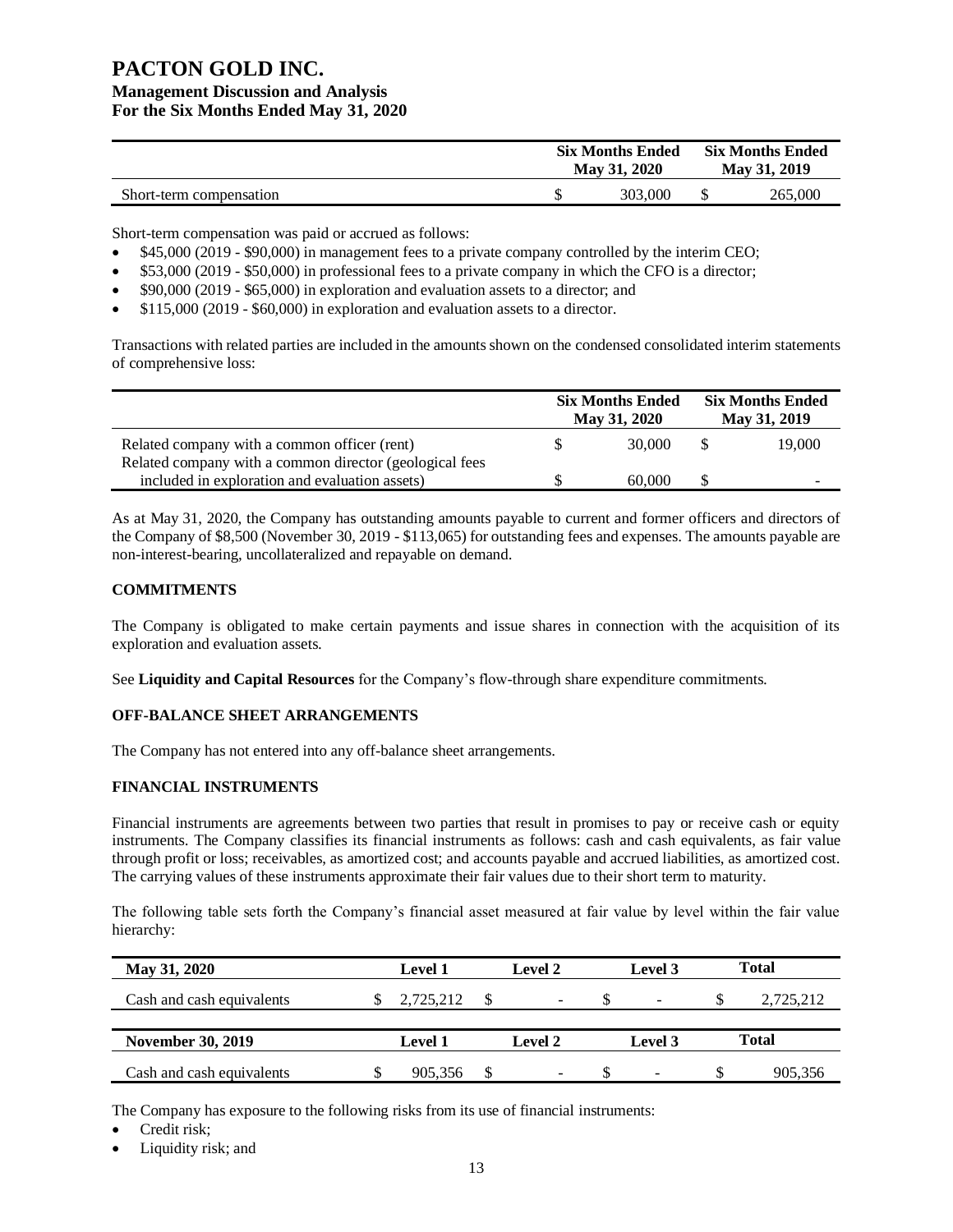| | Six Months Ended May 31, 2020 | Six Months Ended May 31, 2019 |
|---|---|---|
| Short-term compensation | $ 303,000 | $ 265,000 |

Short-term compensation was paid or accrued as follows:

- $45,000 (2019 - $90,000) in management fees to a private company controlled by the interim CEO;
- $53,000 (2019 - $50,000) in professional fees to a private company in which the CFO is a director;
- $90,000 (2019 - $65,000) in exploration and evaluation assets to a director; and
- $115,000 (2019 - $60,000) in exploration and evaluation assets to a director.

Transactions with related parties are included in the amounts shown on the condensed consolidated interim statements of comprehensive loss:

| | Six Months Ended May 31, 2020 | Six Months Ended May 31, 2019 |
|---|---|---|
| Related company with a common officer (rent) | $ 30,000 | $ 19,000 |
| Related company with a common director (geological fees included in exploration and evaluation assets) | $ 60,000 | $ - |

As at May 31, 2020, the Company has outstanding amounts payable to current and former officers and directors of the Company of $8,500 (November 30, 2019 - $113,065) for outstanding fees and expenses. The amounts payable are non-interest-bearing, uncollateralized and repayable on demand.

## COMMITMENTS

The Company is obligated to make certain payments and issue shares in connection with the acquisition of its exploration and evaluation assets.

See **Liquidity and Capital Resources** for the Company's flow-through share expenditure commitments.

## OFF-BALANCE SHEET ARRANGEMENTS

The Company has not entered into any off-balance sheet arrangements.

## FINANCIAL INSTRUMENTS

Financial instruments are agreements between two parties that result in promises to pay or receive cash or equity instruments. The Company classifies its financial instruments as follows: cash and cash equivalents, as fair value through profit or loss; receivables, as amortized cost; and accounts payable and accrued liabilities, as amortized cost. The carrying values of these instruments approximate their fair values due to their short term to maturity.

The following table sets forth the Company's financial asset measured at fair value by level within the fair value hierarchy:

| May 31, 2020 | Level 1 | Level 2 | Level 3 | Total |
|---|---|---|---|---|
| Cash and cash equivalents | $ 2,725,212 | $ - | $ - | $ 2,725,212 |

| November 30, 2019 | Level 1 | Level 2 | Level 3 | Total |
|---|---|---|---|---|
| Cash and cash equivalents | $ 905,356 | $ - | $ - | $ 905,356 |

The Company has exposure to the following risks from its use of financial instruments:

- Credit risk;
- Liquidity risk; and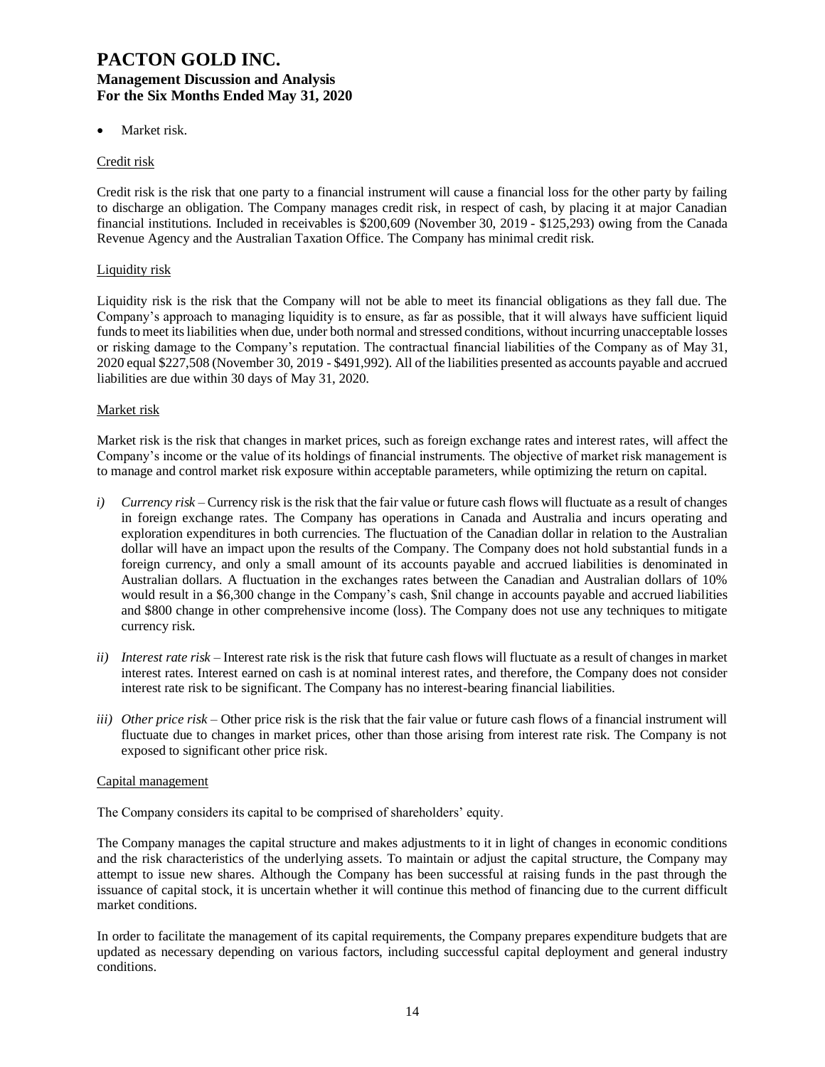- Market risk.

Credit risk

Credit risk is the risk that one party to a financial instrument will cause a financial loss for the other party by failing to discharge an obligation. The Company manages credit risk, in respect of cash, by placing it at major Canadian financial institutions. Included in receivables is $200,609 (November 30, 2019 - $125,293) owing from the Canada Revenue Agency and the Australian Taxation Office. The Company has minimal credit risk.

Liquidity risk

Liquidity risk is the risk that the Company will not be able to meet its financial obligations as they fall due. The Company's approach to managing liquidity is to ensure, as far as possible, that it will always have sufficient liquid funds to meet its liabilities when due, under both normal and stressed conditions, without incurring unacceptable losses or risking damage to the Company's reputation. The contractual financial liabilities of the Company as of May 31, 2020 equal $227,508 (November 30, 2019 - $491,992). All of the liabilities presented as accounts payable and accrued liabilities are due within 30 days of May 31, 2020.

Market risk

Market risk is the risk that changes in market prices, such as foreign exchange rates and interest rates, will affect the Company's income or the value of its holdings of financial instruments. The objective of market risk management is to manage and control market risk exposure within acceptable parameters, while optimizing the return on capital.

*i) Currency risk* – Currency risk is the risk that the fair value or future cash flows will fluctuate as a result of changes in foreign exchange rates. The Company has operations in Canada and Australia and incurs operating and exploration expenditures in both currencies. The fluctuation of the Canadian dollar in relation to the Australian dollar will have an impact upon the results of the Company. The Company does not hold substantial funds in a foreign currency, and only a small amount of its accounts payable and accrued liabilities is denominated in Australian dollars. A fluctuation in the exchanges rates between the Canadian and Australian dollars of 10% would result in a $6,300 change in the Company's cash, $nil change in accounts payable and accrued liabilities and $800 change in other comprehensive income (loss). The Company does not use any techniques to mitigate currency risk.

*ii) Interest rate risk* – Interest rate risk is the risk that future cash flows will fluctuate as a result of changes in market interest rates. Interest earned on cash is at nominal interest rates, and therefore, the Company does not consider interest rate risk to be significant. The Company has no interest-bearing financial liabilities.

*iii) Other price risk* – Other price risk is the risk that the fair value or future cash flows of a financial instrument will fluctuate due to changes in market prices, other than those arising from interest rate risk. The Company is not exposed to significant other price risk.

Capital management

The Company considers its capital to be comprised of shareholders' equity.

The Company manages the capital structure and makes adjustments to it in light of changes in economic conditions and the risk characteristics of the underlying assets. To maintain or adjust the capital structure, the Company may attempt to issue new shares. Although the Company has been successful at raising funds in the past through the issuance of capital stock, it is uncertain whether it will continue this method of financing due to the current difficult market conditions.

In order to facilitate the management of its capital requirements, the Company prepares expenditure budgets that are updated as necessary depending on various factors, including successful capital deployment and general industry conditions.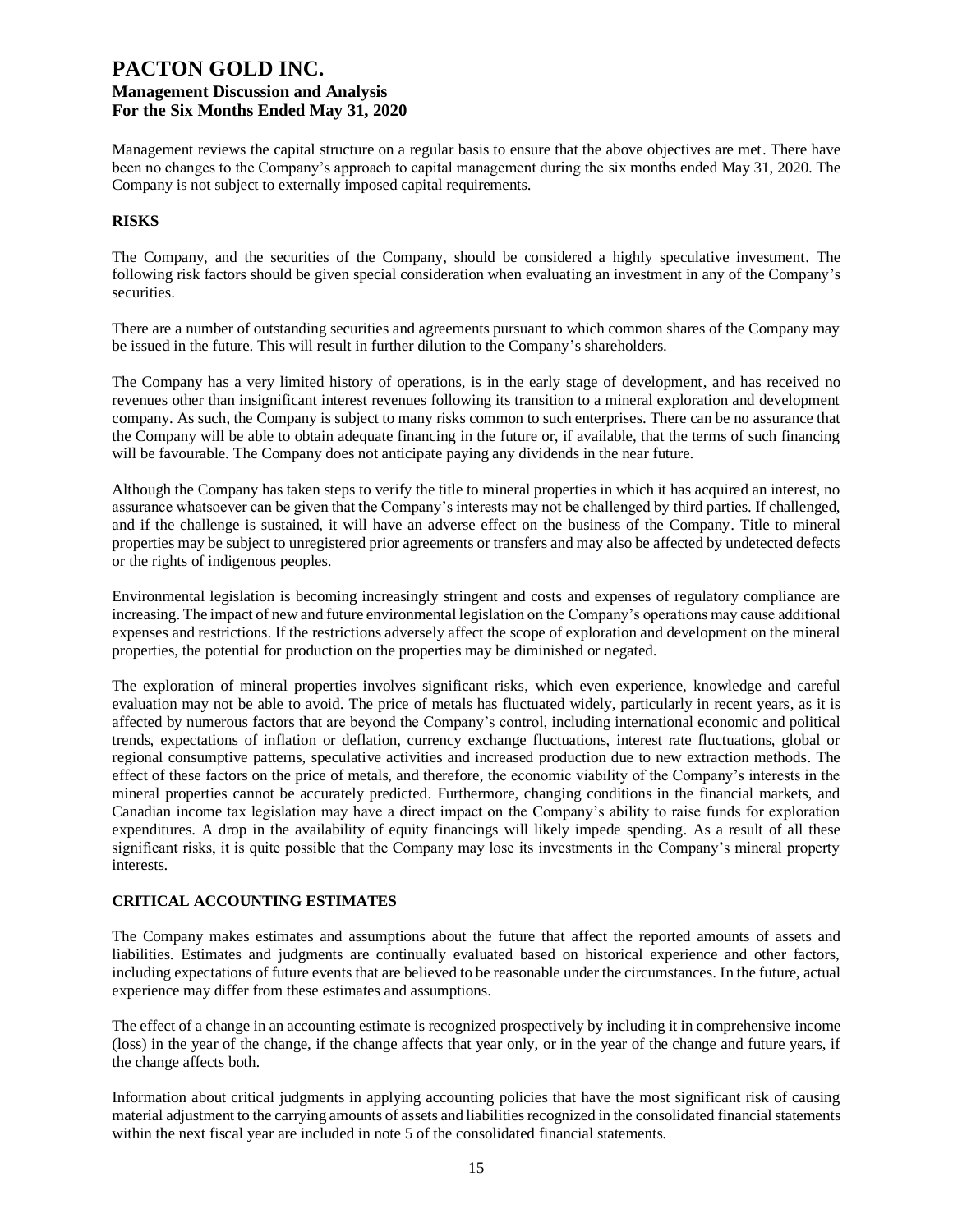Management reviews the capital structure on a regular basis to ensure that the above objectives are met. There have been no changes to the Company's approach to capital management during the six months ended May 31, 2020. The Company is not subject to externally imposed capital requirements.

## RISKS

The Company, and the securities of the Company, should be considered a highly speculative investment. The following risk factors should be given special consideration when evaluating an investment in any of the Company's securities.

There are a number of outstanding securities and agreements pursuant to which common shares of the Company may be issued in the future. This will result in further dilution to the Company's shareholders.

The Company has a very limited history of operations, is in the early stage of development, and has received no revenues other than insignificant interest revenues following its transition to a mineral exploration and development company. As such, the Company is subject to many risks common to such enterprises. There can be no assurance that the Company will be able to obtain adequate financing in the future or, if available, that the terms of such financing will be favourable. The Company does not anticipate paying any dividends in the near future.

Although the Company has taken steps to verify the title to mineral properties in which it has acquired an interest, no assurance whatsoever can be given that the Company's interests may not be challenged by third parties. If challenged, and if the challenge is sustained, it will have an adverse effect on the business of the Company. Title to mineral properties may be subject to unregistered prior agreements or transfers and may also be affected by undetected defects or the rights of indigenous peoples.

Environmental legislation is becoming increasingly stringent and costs and expenses of regulatory compliance are increasing. The impact of new and future environmental legislation on the Company's operations may cause additional expenses and restrictions. If the restrictions adversely affect the scope of exploration and development on the mineral properties, the potential for production on the properties may be diminished or negated.

The exploration of mineral properties involves significant risks, which even experience, knowledge and careful evaluation may not be able to avoid. The price of metals has fluctuated widely, particularly in recent years, as it is affected by numerous factors that are beyond the Company's control, including international economic and political trends, expectations of inflation or deflation, currency exchange fluctuations, interest rate fluctuations, global or regional consumptive patterns, speculative activities and increased production due to new extraction methods. The effect of these factors on the price of metals, and therefore, the economic viability of the Company's interests in the mineral properties cannot be accurately predicted. Furthermore, changing conditions in the financial markets, and Canadian income tax legislation may have a direct impact on the Company's ability to raise funds for exploration expenditures. A drop in the availability of equity financings will likely impede spending. As a result of all these significant risks, it is quite possible that the Company may lose its investments in the Company's mineral property interests.

## CRITICAL ACCOUNTING ESTIMATES

The Company makes estimates and assumptions about the future that affect the reported amounts of assets and liabilities. Estimates and judgments are continually evaluated based on historical experience and other factors, including expectations of future events that are believed to be reasonable under the circumstances. In the future, actual experience may differ from these estimates and assumptions.

The effect of a change in an accounting estimate is recognized prospectively by including it in comprehensive income (loss) in the year of the change, if the change affects that year only, or in the year of the change and future years, if the change affects both.

Information about critical judgments in applying accounting policies that have the most significant risk of causing material adjustment to the carrying amounts of assets and liabilities recognized in the consolidated financial statements within the next fiscal year are included in note 5 of the consolidated financial statements.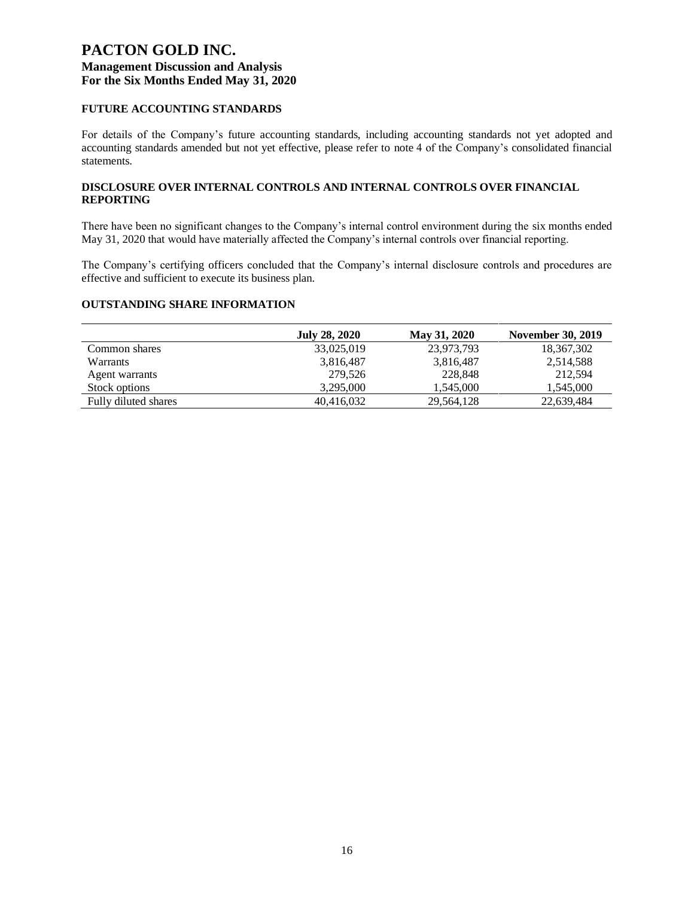## FUTURE ACCOUNTING STANDARDS

For details of the Company's future accounting standards, including accounting standards not yet adopted and accounting standards amended but not yet effective, please refer to note 4 of the Company's consolidated financial statements.

## DISCLOSURE OVER INTERNAL CONTROLS AND INTERNAL CONTROLS OVER FINANCIAL REPORTING

There have been no significant changes to the Company's internal control environment during the six months ended May 31, 2020 that would have materially affected the Company's internal controls over financial reporting.

The Company's certifying officers concluded that the Company's internal disclosure controls and procedures are effective and sufficient to execute its business plan.

## OUTSTANDING SHARE INFORMATION

| | **July 28, 2020** | **May 31, 2020** | **November 30, 2019** |
|---|---|---|---|
| Common shares | 33,025,019 | 23,973,793 | 18,367,302 |
| Warrants | 3,816,487 | 3,816,487 | 2,514,588 |
| Agent warrants | 279,526 | 228,848 | 212,594 |
| Stock options | 3,295,000 | 1,545,000 | 1,545,000 |
| Fully diluted shares | 40,416,032 | 29,564,128 | 22,639,484 |